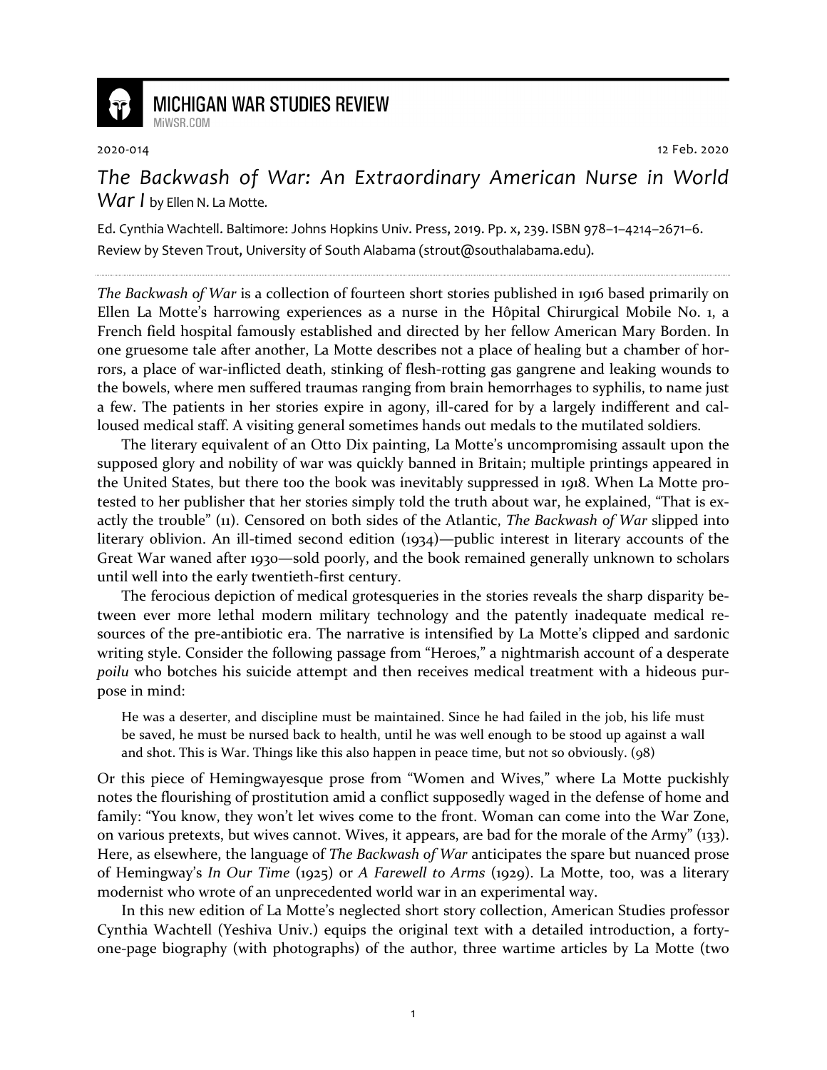MICHIGAN WAR STUDIES REVIEW

MiWSR.COM

2020-014 12 Feb. 2020

# *The Backwash of War: An Extraordinary American Nurse in World War I* by Ellen N. La Motte.

Ed. Cynthia Wachtell. Baltimore: Johns Hopkins Univ. Press, 2019. Pp. x, 239. ISBN 978–1–4214–2671–6.

Review by Steven Trout, University of South Alabama (strout@southalabama.edu).

*The Backwash of War* is a collection of fourteen short stories published in 1916 based primarily on Ellen La Motte's harrowing experiences as a nurse in the Hôpital Chirurgical Mobile No. 1, a French field hospital famously established and directed by her fellow American Mary Borden. In one gruesome tale after another, La Motte describes not a place of healing but a chamber of horrors, a place of war-inflicted death, stinking of flesh-rotting gas gangrene and leaking wounds to the bowels, where men suffered traumas ranging from brain hemorrhages to syphilis, to name just a few. The patients in her stories expire in agony, ill-cared for by a largely indifferent and calloused medical staff. A visiting general sometimes hands out medals to the mutilated soldiers.

The literary equivalent of an Otto Dix painting, La Motte's uncompromising assault upon the supposed glory and nobility of war was quickly banned in Britain; multiple printings appeared in the United States, but there too the book was inevitably suppressed in 1918. When La Motte protested to her publisher that her stories simply told the truth about war, he explained, "That is exactly the trouble" (11). Censored on both sides of the Atlantic, *The Backwash of War* slipped into literary oblivion. An ill-timed second edition (1934)—public interest in literary accounts of the Great War waned after 1930—sold poorly, and the book remained generally unknown to scholars until well into the early twentieth-first century.

The ferocious depiction of medical grotesqueries in the stories reveals the sharp disparity between ever more lethal modern military technology and the patently inadequate medical resources of the pre-antibiotic era. The narrative is intensified by La Motte's clipped and sardonic writing style. Consider the following passage from "Heroes," a nightmarish account of a desperate *poilu* who botches his suicide attempt and then receives medical treatment with a hideous purpose in mind:

> He was a deserter, and discipline must be maintained. Since he had failed in the job, his life must be saved, he must be nursed back to health, until he was well enough to be stood up against a wall and shot. This is War. Things like this also happen in peace time, but not so obviously. (98)

Or this piece of Hemingwayesque prose from "Women and Wives," where La Motte puckishly notes the flourishing of prostitution amid a conflict supposedly waged in the defense of home and family: "You know, they won't let wives come to the front. Woman can come into the War Zone, on various pretexts, but wives cannot. Wives, it appears, are bad for the morale of the Army" (133). Here, as elsewhere, the language of *The Backwash of War* anticipates the spare but nuanced prose of Hemingway's *In Our Time* (1925) or *A Farewell to Arms* (1929). La Motte, too, was a literary modernist who wrote of an unprecedented world war in an experimental way.

In this new edition of La Motte's neglected short story collection, American Studies professor Cynthia Wachtell (Yeshiva Univ.) equips the original text with a detailed introduction, a forty-one-page biography (with photographs) of the author, three wartime articles by La Motte (two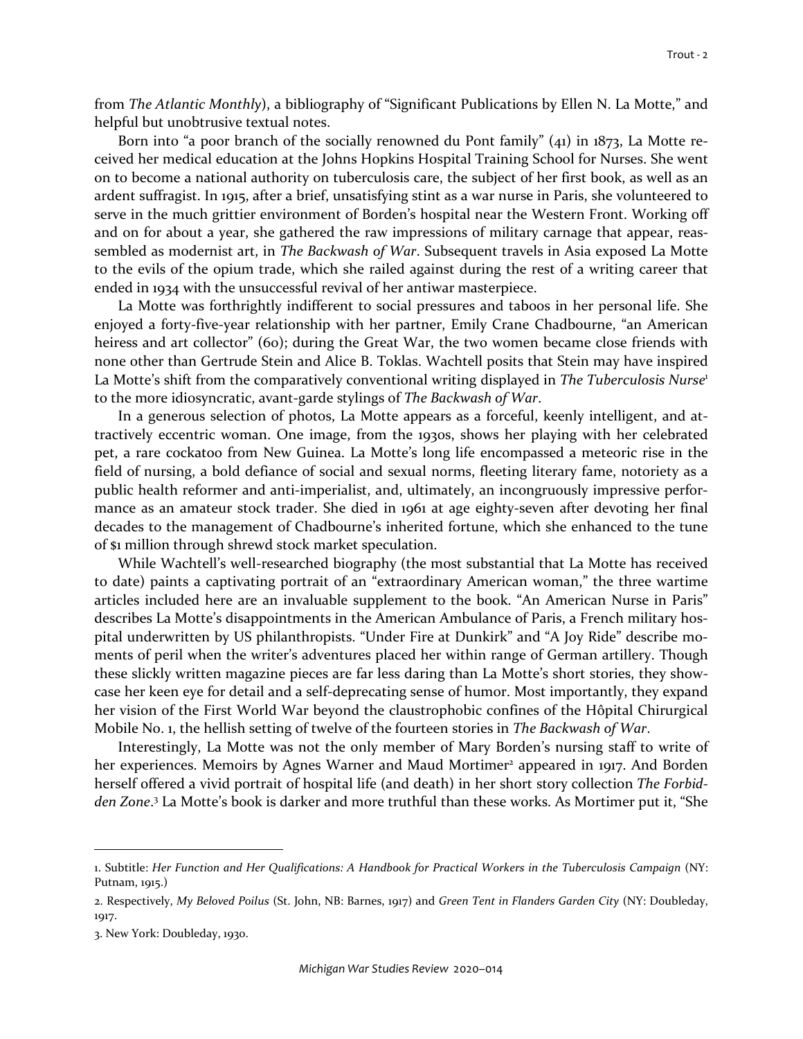from *The Atlantic Monthly*), a bibliography of "Significant Publications by Ellen N. La Motte," and helpful but unobtrusive textual notes.

Born into "a poor branch of the socially renowned du Pont family" (41) in 1873, La Motte received her medical education at the Johns Hopkins Hospital Training School for Nurses. She went on to become a national authority on tuberculosis care, the subject of her first book, as well as an ardent suffragist. In 1915, after a brief, unsatisfying stint as a war nurse in Paris, she volunteered to serve in the much grittier environment of Borden's hospital near the Western Front. Working off and on for about a year, she gathered the raw impressions of military carnage that appear, reassembled as modernist art, in *The Backwash of War*. Subsequent travels in Asia exposed La Motte to the evils of the opium trade, which she railed against during the rest of a writing career that ended in 1934 with the unsuccessful revival of her antiwar masterpiece.

La Motte was forthrightly indifferent to social pressures and taboos in her personal life. She enjoyed a forty-five-year relationship with her partner, Emily Crane Chadbourne, "an American heiress and art collector" (60); during the Great War, the two women became close friends with none other than Gertrude Stein and Alice B. Toklas. Wachtell posits that Stein may have inspired La Motte's shift from the comparatively conventional writing displayed in *The Tuberculosis Nurse*[1] to the more idiosyncratic, avant-garde stylings of *The Backwash of War*.

In a generous selection of photos, La Motte appears as a forceful, keenly intelligent, and attractively eccentric woman. One image, from the 1930s, shows her playing with her celebrated pet, a rare cockatoo from New Guinea. La Motte's long life encompassed a meteoric rise in the field of nursing, a bold defiance of social and sexual norms, fleeting literary fame, notoriety as a public health reformer and anti-imperialist, and, ultimately, an incongruously impressive performance as an amateur stock trader. She died in 1961 at age eighty-seven after devoting her final decades to the management of Chadbourne's inherited fortune, which she enhanced to the tune of $1 million through shrewd stock market speculation.

While Wachtell's well-researched biography (the most substantial that La Motte has received to date) paints a captivating portrait of an "extraordinary American woman," the three wartime articles included here are an invaluable supplement to the book. "An American Nurse in Paris" describes La Motte's disappointments in the American Ambulance of Paris, a French military hospital underwritten by US philanthropists. "Under Fire at Dunkirk" and "A Joy Ride" describe moments of peril when the writer's adventures placed her within range of German artillery. Though these slickly written magazine pieces are far less daring than La Motte's short stories, they showcase her keen eye for detail and a self-deprecating sense of humor. Most importantly, they expand her vision of the First World War beyond the claustrophobic confines of the Hôpital Chirurgical Mobile No. 1, the hellish setting of twelve of the fourteen stories in *The Backwash of War*.

Interestingly, La Motte was not the only member of Mary Borden's nursing staff to write of her experiences. Memoirs by Agnes Warner and Maud Mortimer[2] appeared in 1917. And Borden herself offered a vivid portrait of hospital life (and death) in her short story collection *The Forbidden Zone*.[3] La Motte's book is darker and more truthful than these works. As Mortimer put it, "She

---

1. Subtitle: *Her Function and Her Qualifications: A Handbook for Practical Workers in the Tuberculosis Campaign* (NY: Putnam, 1915.)

2. Respectively, *My Beloved Poilus* (St. John, NB: Barnes, 1917) and *Green Tent in Flanders Garden City* (NY: Doubleday, 1917.

3. New York: Doubleday, 1930.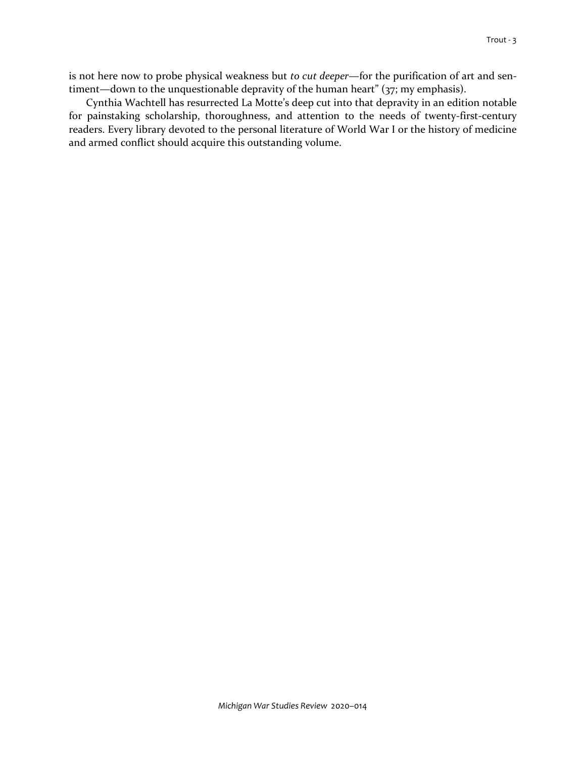is not here now to probe physical weakness but *to cut deeper*—for the purification of art and sentiment—down to the unquestionable depravity of the human heart" (37; my emphasis).

Cynthia Wachtell has resurrected La Motte's deep cut into that depravity in an edition notable for painstaking scholarship, thoroughness, and attention to the needs of twenty-first-century readers. Every library devoted to the personal literature of World War I or the history of medicine and armed conflict should acquire this outstanding volume.